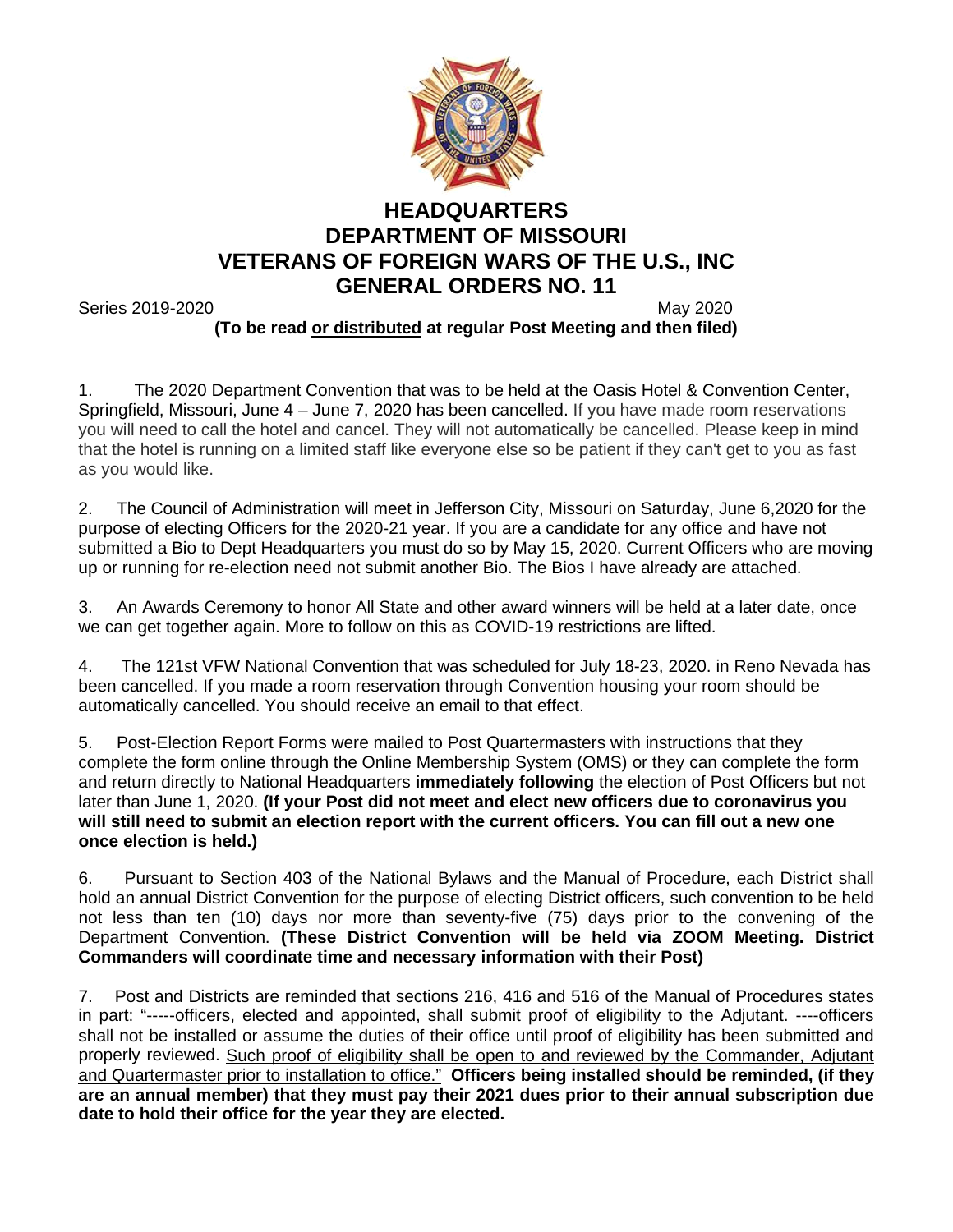# HEADQUARTERS
# DEPARTMENT OF MISSOURI
# VETERANS OF FOREIGN WARS OF THE U.S., INC
# GENERAL ORDERS NO. 11

Series 2019-2020 May 2020

**(To be read <u>or distributed</u> at regular Post Meeting and then filed)**

1. The 2020 Department Convention that was to be held at the Oasis Hotel & Convention Center, Springfield, Missouri, June 4 – June 7, 2020 has been cancelled. If you have made room reservations you will need to call the hotel and cancel. They will not automatically be cancelled. Please keep in mind that the hotel is running on a limited staff like everyone else so be patient if they can't get to you as fast as you would like.

2. The Council of Administration will meet in Jefferson City, Missouri on Saturday, June 6,2020 for the purpose of electing Officers for the 2020-21 year. If you are a candidate for any office and have not submitted a Bio to Dept Headquarters you must do so by May 15, 2020. Current Officers who are moving up or running for re-election need not submit another Bio. The Bios I have already are attached.

3. An Awards Ceremony to honor All State and other award winners will be held at a later date, once we can get together again. More to follow on this as COVID-19 restrictions are lifted.

4. The 121st VFW National Convention that was scheduled for July 18-23, 2020. in Reno Nevada has been cancelled. If you made a room reservation through Convention housing your room should be automatically cancelled. You should receive an email to that effect.

5. Post-Election Report Forms were mailed to Post Quartermasters with instructions that they complete the form online through the Online Membership System (OMS) or they can complete the form and return directly to National Headquarters **immediately following** the election of Post Officers but not later than June 1, 2020. **(If your Post did not meet and elect new officers due to coronavirus you will still need to submit an election report with the current officers. You can fill out a new one once election is held.)**

6. Pursuant to Section 403 of the National Bylaws and the Manual of Procedure, each District shall hold an annual District Convention for the purpose of electing District officers, such convention to be held not less than ten (10) days nor more than seventy-five (75) days prior to the convening of the Department Convention. **(These District Convention will be held via ZOOM Meeting. District Commanders will coordinate time and necessary information with their Post)**

7. Post and Districts are reminded that sections 216, 416 and 516 of the Manual of Procedures states in part: "-----officers, elected and appointed, shall submit proof of eligibility to the Adjutant. ----officers shall not be installed or assume the duties of their office until proof of eligibility has been submitted and properly reviewed. <u>Such proof of eligibility shall be open to and reviewed by the Commander, Adjutant and Quartermaster prior to installation to office."</u> **Officers being installed should be reminded, (if they are an annual member) that they must pay their 2021 dues prior to their annual subscription due date to hold their office for the year they are elected.**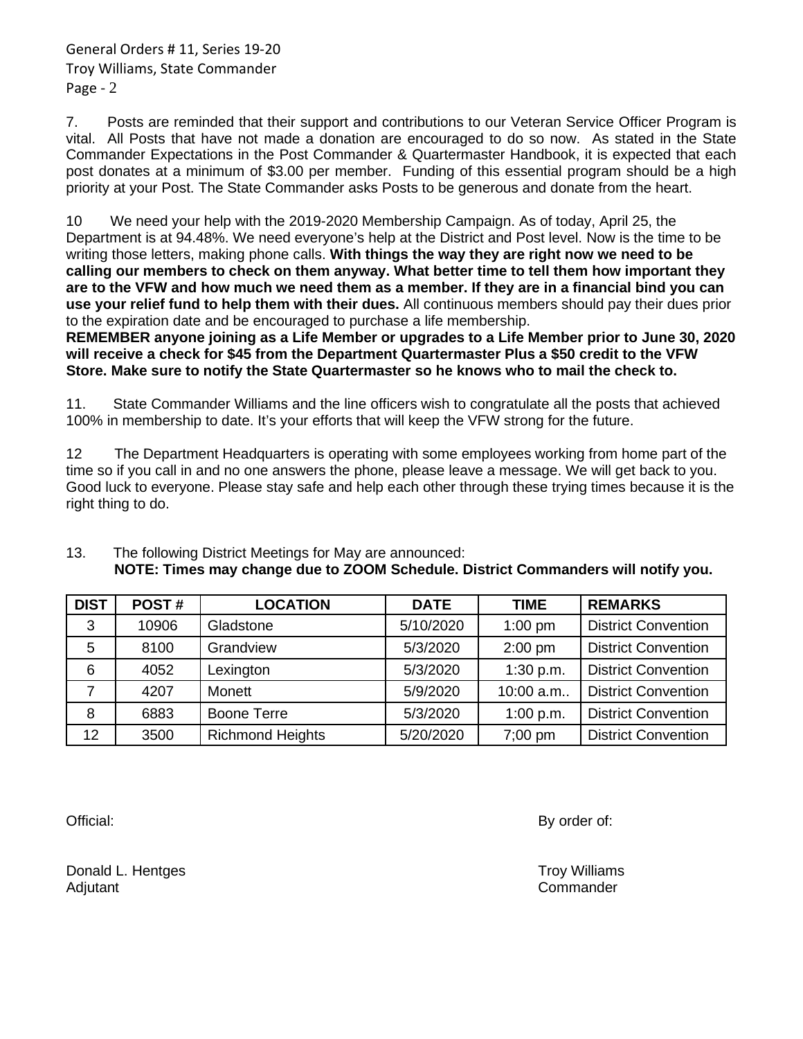7. Posts are reminded that their support and contributions to our Veteran Service Officer Program is vital. All Posts that have not made a donation are encouraged to do so now. As stated in the State Commander Expectations in the Post Commander & Quartermaster Handbook, it is expected that each post donates at a minimum of $3.00 per member. Funding of this essential program should be a high priority at your Post. The State Commander asks Posts to be generous and donate from the heart.

10 We need your help with the 2019-2020 Membership Campaign. As of today, April 25, the Department is at 94.48%. We need everyone's help at the District and Post level. Now is the time to be writing those letters, making phone calls. **With things the way they are right now we need to be calling our members to check on them anyway. What better time to tell them how important they are to the VFW and how much we need them as a member. If they are in a financial bind you can use your relief fund to help them with their dues.** All continuous members should pay their dues prior to the expiration date and be encouraged to purchase a life membership.
**REMEMBER anyone joining as a Life Member or upgrades to a Life Member prior to June 30, 2020 will receive a check for $45 from the Department Quartermaster Plus a $50 credit to the VFW Store. Make sure to notify the State Quartermaster so he knows who to mail the check to.**

11. State Commander Williams and the line officers wish to congratulate all the posts that achieved 100% in membership to date. It's your efforts that will keep the VFW strong for the future.

12 The Department Headquarters is operating with some employees working from home part of the time so if you call in and no one answers the phone, please leave a message. We will get back to you. Good luck to everyone. Please stay safe and help each other through these trying times because it is the right thing to do.

13. The following District Meetings for May are announced:
**NOTE: Times may change due to ZOOM Schedule. District Commanders will notify you.**

| DIST | POST # | LOCATION | DATE | TIME | REMARKS |
|---|---|---|---|---|---|
| 3 | 10906 | Gladstone | 5/10/2020 | 1:00 pm | District Convention |
| 5 | 8100 | Grandview | 5/3/2020 | 2:00 pm | District Convention |
| 6 | 4052 | Lexington | 5/3/2020 | 1:30 p.m. | District Convention |
| 7 | 4207 | Monett | 5/9/2020 | 10:00 a.m.. | District Convention |
| 8 | 6883 | Boone Terre | 5/3/2020 | 1:00 p.m. | District Convention |
| 12 | 3500 | Richmond Heights | 5/20/2020 | 7;00 pm | District Convention |

Official:

Donald L. Hentges
Adjutant

By order of:

Troy Williams
Commander